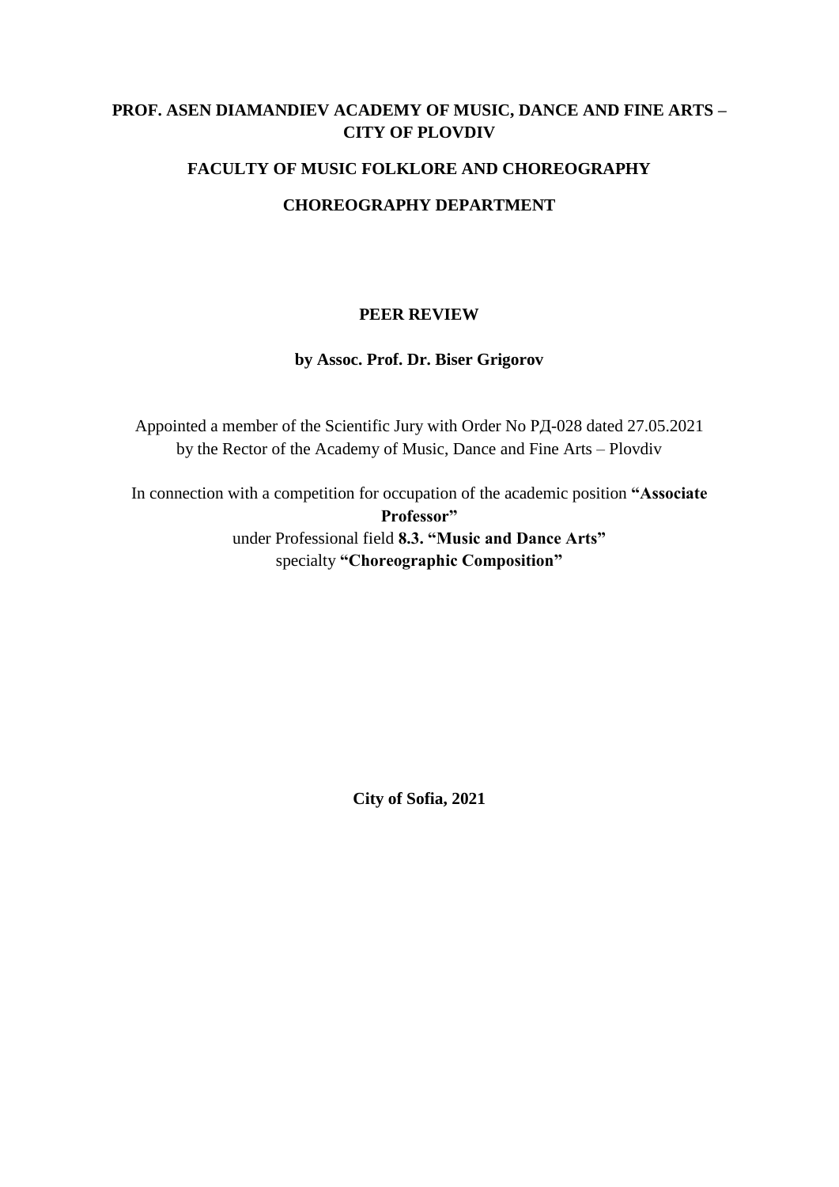**PROF. ASEN DIAMANDIEV ACADEMY OF MUSIC, DANCE AND FINE ARTS – CITY OF PLOVDIV**

**FACULTY OF MUSIC FOLKLORE AND CHOREOGRAPHY**

**CHOREOGRAPHY DEPARTMENT**

# PEER REVIEW

**by Assoc. Prof. Dr. Biser Grigorov**

Appointed a member of the Scientific Jury with Order No РД-028 dated 27.05.2021 by the Rector of the Academy of Music, Dance and Fine Arts – Plovdiv

In connection with a competition for occupation of the academic position **"Associate Professor"** under Professional field **8.3. "Music and Dance Arts"** specialty **"Choreographic Composition"**

**City of Sofia, 2021**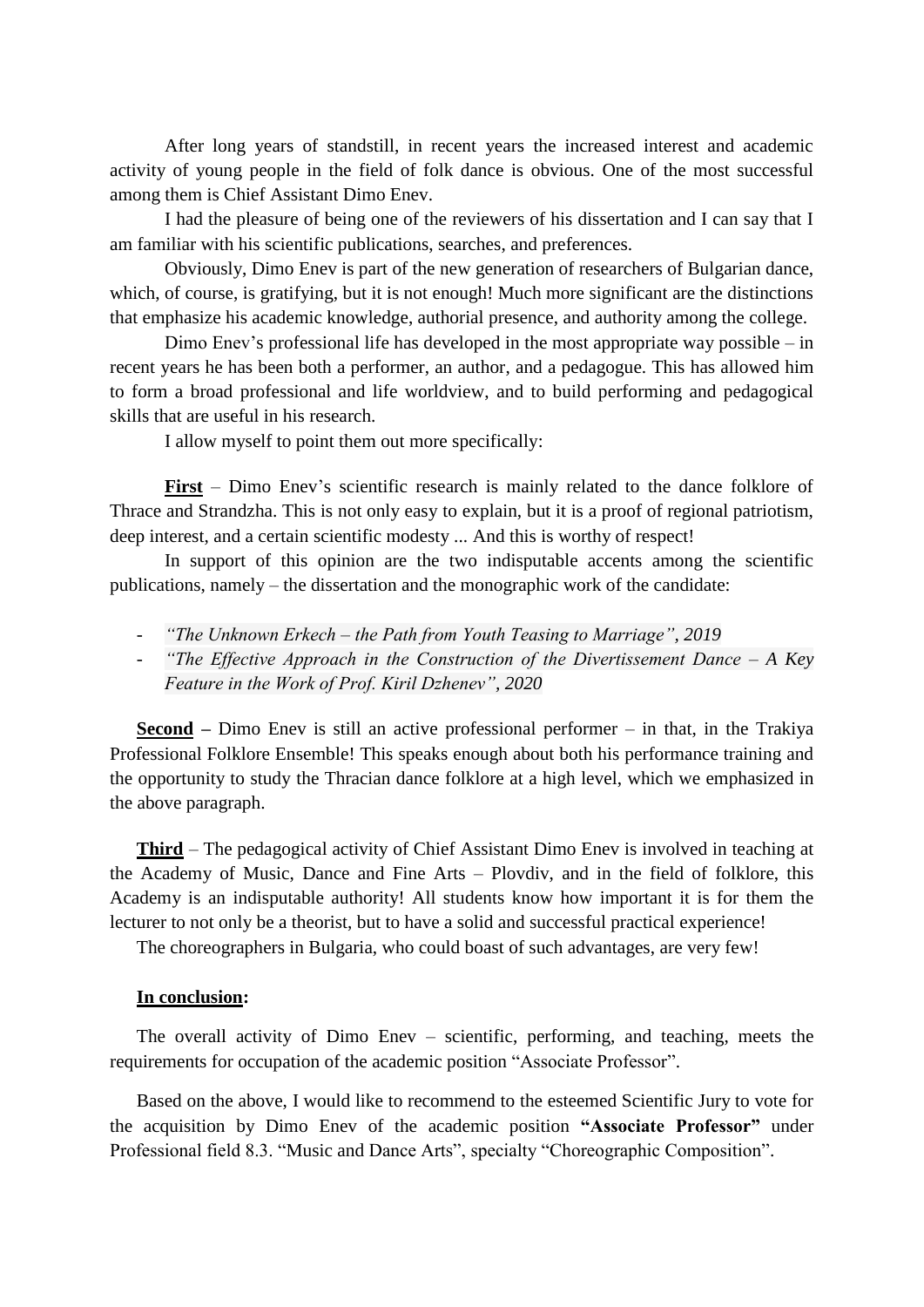After long years of standstill, in recent years the increased interest and academic activity of young people in the field of folk dance is obvious. One of the most successful among them is Chief Assistant Dimo Enev.

I had the pleasure of being one of the reviewers of his dissertation and I can say that I am familiar with his scientific publications, searches, and preferences.

Obviously, Dimo Enev is part of the new generation of researchers of Bulgarian dance, which, of course, is gratifying, but it is not enough! Much more significant are the distinctions that emphasize his academic knowledge, authorial presence, and authority among the college.

Dimo Enev's professional life has developed in the most appropriate way possible – in recent years he has been both a performer, an author, and a pedagogue. This has allowed him to form a broad professional and life worldview, and to build performing and pedagogical skills that are useful in his research.

I allow myself to point them out more specifically:

**First** – Dimo Enev's scientific research is mainly related to the dance folklore of Thrace and Strandzha. This is not only easy to explain, but it is a proof of regional patriotism, deep interest, and a certain scientific modesty ... And this is worthy of respect!

In support of this opinion are the two indisputable accents among the scientific publications, namely – the dissertation and the monographic work of the candidate:

- *"The Unknown Erkech – the Path from Youth Teasing to Marriage", 2019*
- *"The Effective Approach in the Construction of the Divertissement Dance – A Key Feature in the Work of Prof. Kiril Dzhenev", 2020*

**Second** – Dimo Enev is still an active professional performer – in that, in the Trakiya Professional Folklore Ensemble! This speaks enough about both his performance training and the opportunity to study the Thracian dance folklore at a high level, which we emphasized in the above paragraph.

**Third** – The pedagogical activity of Chief Assistant Dimo Enev is involved in teaching at the Academy of Music, Dance and Fine Arts – Plovdiv, and in the field of folklore, this Academy is an indisputable authority! All students know how important it is for them the lecturer to not only be a theorist, but to have a solid and successful practical experience!

The choreographers in Bulgaria, who could boast of such advantages, are very few!

**In conclusion:**

The overall activity of Dimo Enev – scientific, performing, and teaching, meets the requirements for occupation of the academic position "Associate Professor".

Based on the above, I would like to recommend to the esteemed Scientific Jury to vote for the acquisition by Dimo Enev of the academic position **"Associate Professor"** under Professional field 8.3. "Music and Dance Arts", specialty "Choreographic Composition".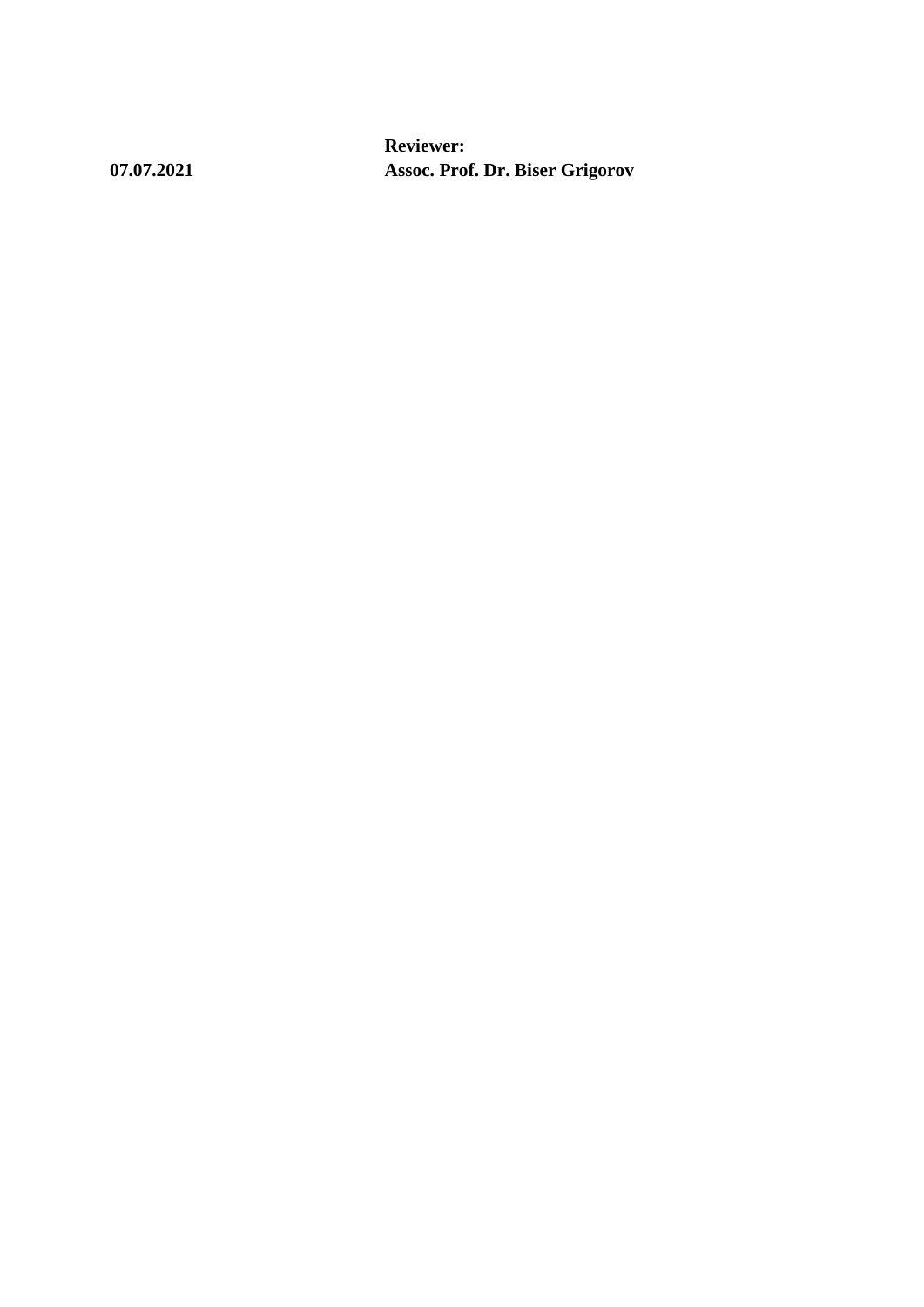**Reviewer:**

**07.07.2021** **Assoc. Prof. Dr. Biser Grigorov**